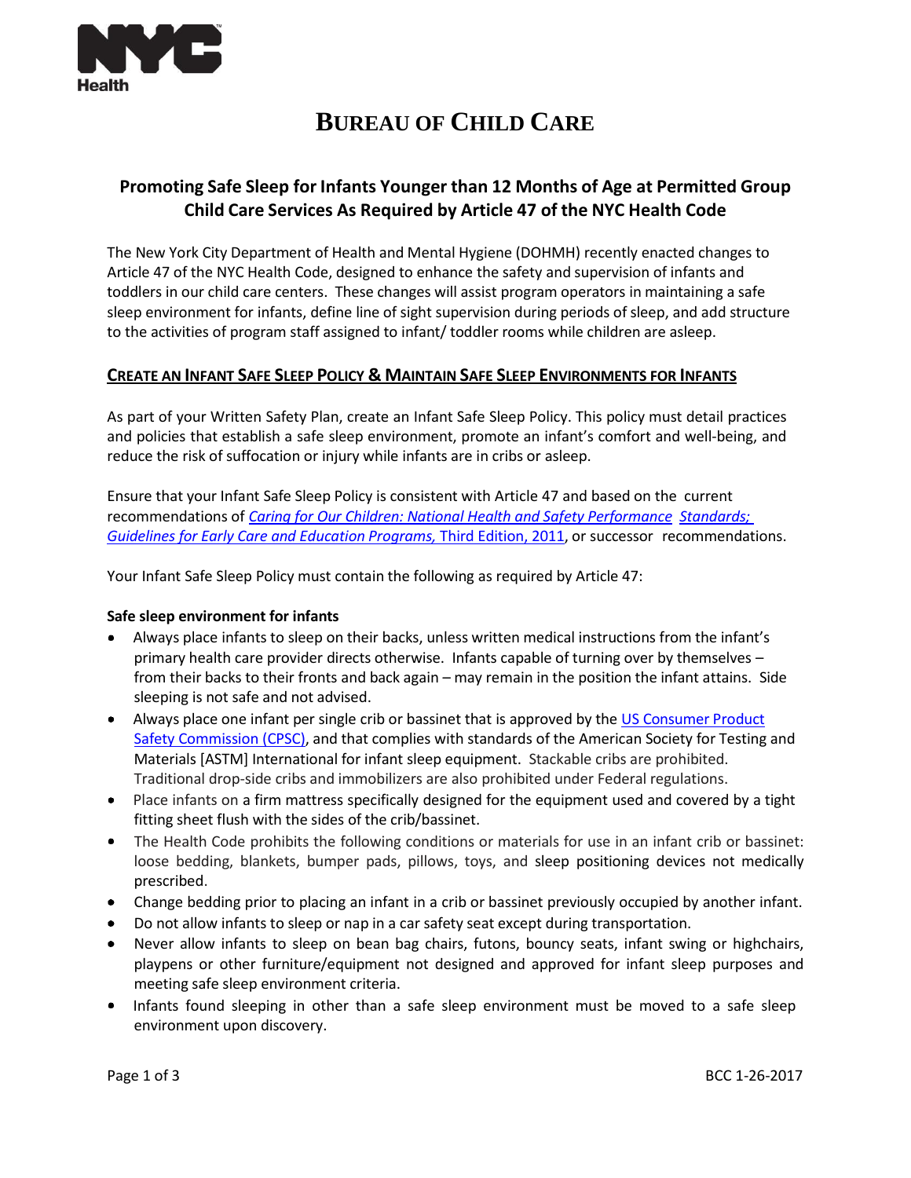# BUREAU OF CHILD CARE

## Promoting Safe Sleep for Infants Younger than 12 Months of Age at Permitted Group Child Care Services As Required by Article 47 of the NYC Health Code

The New York City Department of Health and Mental Hygiene (DOHMH) recently enacted changes to Article 47 of the NYC Health Code, designed to enhance the safety and supervision of infants and toddlers in our child care centers. These changes will assist program operators in maintaining a safe sleep environment for infants, define line of sight supervision during periods of sleep, and add structure to the activities of program staff assigned to infant/ toddler rooms while children are asleep.

### CREATE AN INFANT SAFE SLEEP POLICY & MAINTAIN SAFE SLEEP ENVIRONMENTS FOR INFANTS

As part of your Written Safety Plan, create an Infant Safe Sleep Policy. This policy must detail practices and policies that establish a safe sleep environment, promote an infant's comfort and well-being, and reduce the risk of suffocation or injury while infants are in cribs or asleep.

Ensure that your Infant Safe Sleep Policy is consistent with Article 47 and based on the current recommendations of *Caring for Our Children: National Health and Safety Performance Standards; Guidelines for Early Care and Education Programs,* Third Edition, 2011, or successor recommendations.

Your Infant Safe Sleep Policy must contain the following as required by Article 47:

**Safe sleep environment for infants**

- Always place infants to sleep on their backs, unless written medical instructions from the infant's primary health care provider directs otherwise. Infants capable of turning over by themselves – from their backs to their fronts and back again – may remain in the position the infant attains. Side sleeping is not safe and not advised.
- Always place one infant per single crib or bassinet that is approved by the US Consumer Product Safety Commission (CPSC), and that complies with standards of the American Society for Testing and Materials [ASTM] International for infant sleep equipment. Stackable cribs are prohibited. Traditional drop-side cribs and immobilizers are also prohibited under Federal regulations.
- Place infants on a firm mattress specifically designed for the equipment used and covered by a tight fitting sheet flush with the sides of the crib/bassinet.
- The Health Code prohibits the following conditions or materials for use in an infant crib or bassinet: loose bedding, blankets, bumper pads, pillows, toys, and sleep positioning devices not medically prescribed.
- Change bedding prior to placing an infant in a crib or bassinet previously occupied by another infant.
- Do not allow infants to sleep or nap in a car safety seat except during transportation.
- Never allow infants to sleep on bean bag chairs, futons, bouncy seats, infant swing or highchairs, playpens or other furniture/equipment not designed and approved for infant sleep purposes and meeting safe sleep environment criteria.
- Infants found sleeping in other than a safe sleep environment must be moved to a safe sleep environment upon discovery.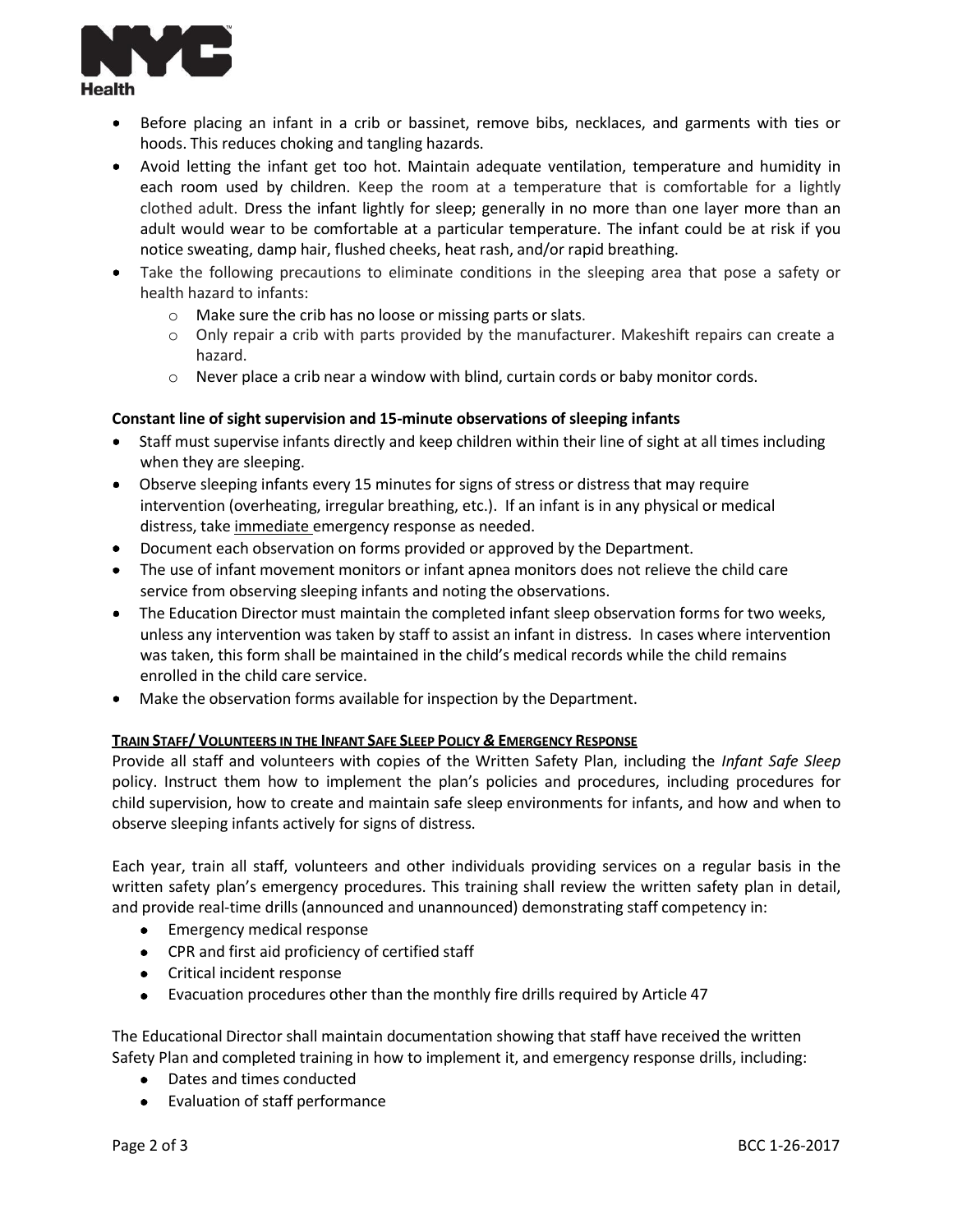- Before placing an infant in a crib or bassinet, remove bibs, necklaces, and garments with ties or hoods. This reduces choking and tangling hazards.
- Avoid letting the infant get too hot. Maintain adequate ventilation, temperature and humidity in each room used by children. Keep the room at a temperature that is comfortable for a lightly clothed adult. Dress the infant lightly for sleep; generally in no more than one layer more than an adult would wear to be comfortable at a particular temperature. The infant could be at risk if you notice sweating, damp hair, flushed cheeks, heat rash, and/or rapid breathing.
- Take the following precautions to eliminate conditions in the sleeping area that pose a safety or health hazard to infants:
  - Make sure the crib has no loose or missing parts or slats.
  - Only repair a crib with parts provided by the manufacturer. Makeshift repairs can create a hazard.
  - Never place a crib near a window with blind, curtain cords or baby monitor cords.

**Constant line of sight supervision and 15-minute observations of sleeping infants**

- Staff must supervise infants directly and keep children within their line of sight at all times including when they are sleeping.
- Observe sleeping infants every 15 minutes for signs of stress or distress that may require intervention (overheating, irregular breathing, etc.). If an infant is in any physical or medical distress, take immediate emergency response as needed.
- Document each observation on forms provided or approved by the Department.
- The use of infant movement monitors or infant apnea monitors does not relieve the child care service from observing sleeping infants and noting the observations.
- The Education Director must maintain the completed infant sleep observation forms for two weeks, unless any intervention was taken by staff to assist an infant in distress. In cases where intervention was taken, this form shall be maintained in the child's medical records while the child remains enrolled in the child care service.
- Make the observation forms available for inspection by the Department.

**TRAIN STAFF/ VOLUNTEERS IN THE INFANT SAFE SLEEP POLICY & EMERGENCY RESPONSE**

Provide all staff and volunteers with copies of the Written Safety Plan, including the *Infant Safe Sleep* policy. Instruct them how to implement the plan's policies and procedures, including procedures for child supervision, how to create and maintain safe sleep environments for infants, and how and when to observe sleeping infants actively for signs of distress.

Each year, train all staff, volunteers and other individuals providing services on a regular basis in the written safety plan's emergency procedures. This training shall review the written safety plan in detail, and provide real-time drills (announced and unannounced) demonstrating staff competency in:

- Emergency medical response
- CPR and first aid proficiency of certified staff
- Critical incident response
- Evacuation procedures other than the monthly fire drills required by Article 47

The Educational Director shall maintain documentation showing that staff have received the written Safety Plan and completed training in how to implement it, and emergency response drills, including:

- Dates and times conducted
- Evaluation of staff performance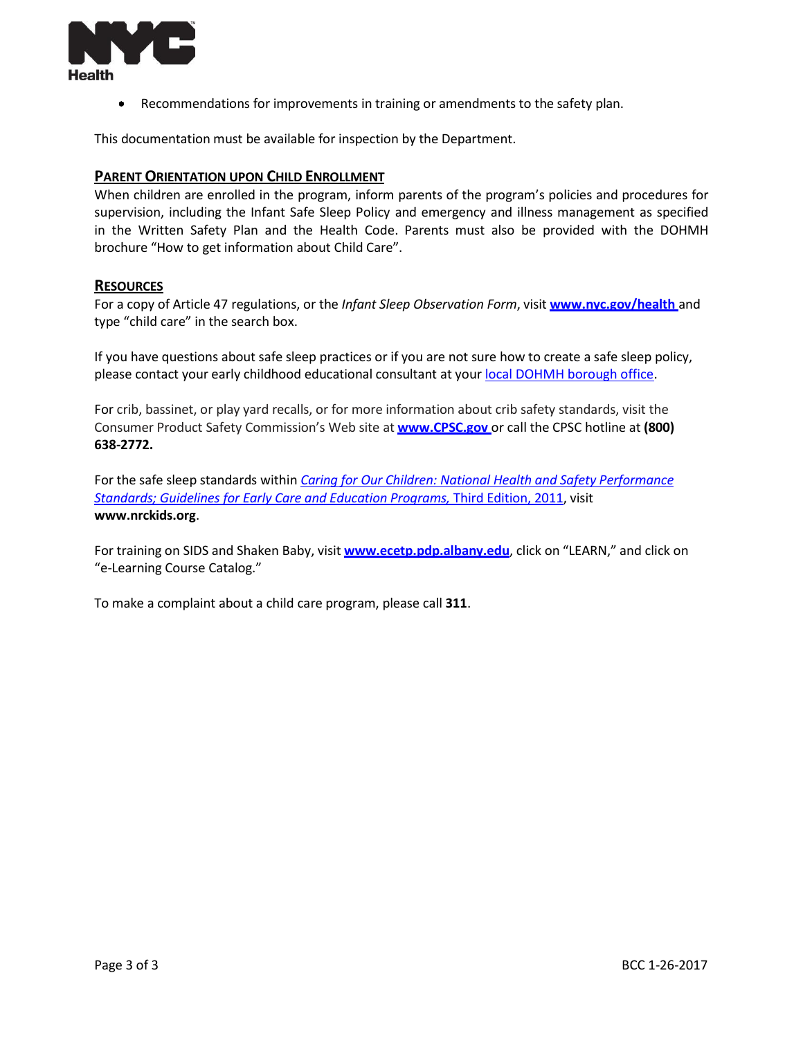- Recommendations for improvements in training or amendments to the safety plan.

This documentation must be available for inspection by the Department.

## Parent Orientation upon Child Enrollment

When children are enrolled in the program, inform parents of the program's policies and procedures for supervision, including the Infant Safe Sleep Policy and emergency and illness management as specified in the Written Safety Plan and the Health Code. Parents must also be provided with the DOHMH brochure "How to get information about Child Care".

## Resources

For a copy of Article 47 regulations, or the *Infant Sleep Observation Form*, visit **www.nyc.gov/health** and type "child care" in the search box.

If you have questions about safe sleep practices or if you are not sure how to create a safe sleep policy, please contact your early childhood educational consultant at your local DOHMH borough office.

For crib, bassinet, or play yard recalls, or for more information about crib safety standards, visit the Consumer Product Safety Commission's Web site at **www.CPSC.gov** or call the CPSC hotline at **(800) 638-2772.**

For the safe sleep standards within *Caring for Our Children: National Health and Safety Performance Standards; Guidelines for Early Care and Education Programs,* Third Edition, 2011, visit **www.nrckids.org**.

For training on SIDS and Shaken Baby, visit **www.ecetp.pdp.albany.edu**, click on "LEARN," and click on "e-Learning Course Catalog."

To make a complaint about a child care program, please call **311**.